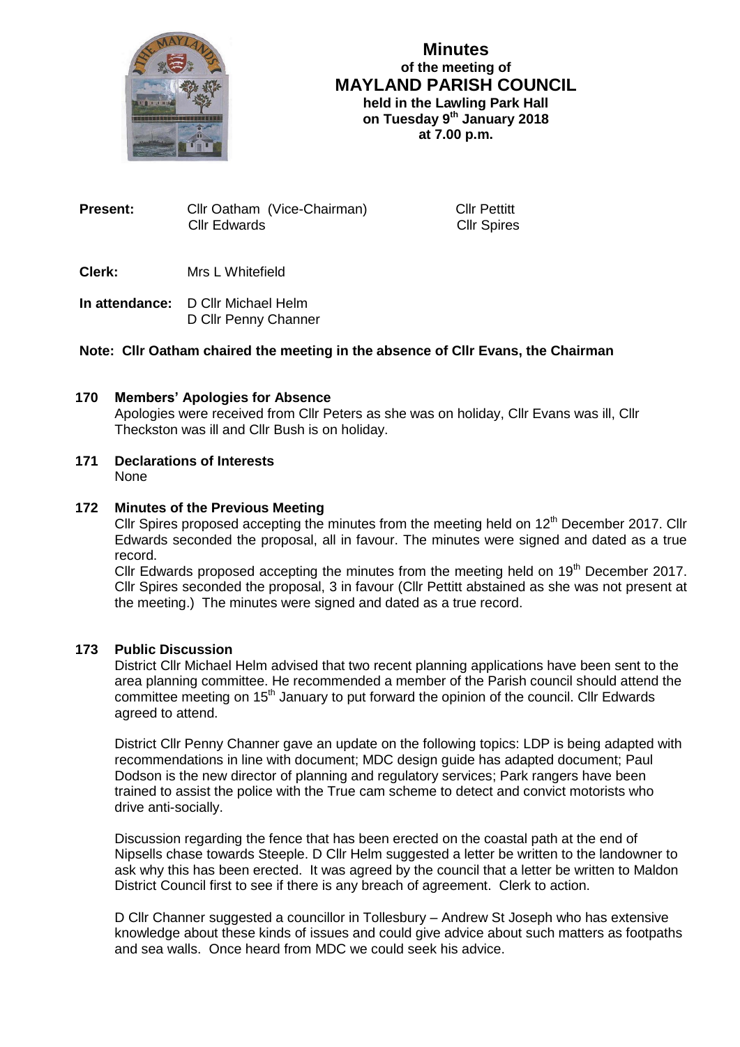# Minutes
## of the meeting of
## MAYLAND PARISH COUNCIL
**held in the Lawling Park Hall**
**on Tuesday 9th January 2018**
**at 7.00 p.m.**

**Present:** Cllr Oatham (Vice-Chairman) Cllr Pettitt
Cllr Edwards Cllr Spires

**Clerk:** Mrs L Whitefield

**In attendance:** D Cllr Michael Helm
D Cllr Penny Channer

**Note: Cllr Oatham chaired the meeting in the absence of Cllr Evans, the Chairman**

**170 Members' Apologies for Absence**

Apologies were received from Cllr Peters as she was on holiday, Cllr Evans was ill, Cllr Theckston was ill and Cllr Bush is on holiday.

**171 Declarations of Interests**

None

**172 Minutes of the Previous Meeting**

Cllr Spires proposed accepting the minutes from the meeting held on 12th December 2017. Cllr Edwards seconded the proposal, all in favour. The minutes were signed and dated as a true record.

Cllr Edwards proposed accepting the minutes from the meeting held on 19th December 2017. Cllr Spires seconded the proposal, 3 in favour (Cllr Pettitt abstained as she was not present at the meeting.) The minutes were signed and dated as a true record.

**173 Public Discussion**

District Cllr Michael Helm advised that two recent planning applications have been sent to the area planning committee. He recommended a member of the Parish council should attend the committee meeting on 15th January to put forward the opinion of the council. Cllr Edwards agreed to attend.

District Cllr Penny Channer gave an update on the following topics: LDP is being adapted with recommendations in line with document; MDC design guide has adapted document; Paul Dodson is the new director of planning and regulatory services; Park rangers have been trained to assist the police with the True cam scheme to detect and convict motorists who drive anti-socially.

Discussion regarding the fence that has been erected on the coastal path at the end of Nipsells chase towards Steeple. D Cllr Helm suggested a letter be written to the landowner to ask why this has been erected. It was agreed by the council that a letter be written to Maldon District Council first to see if there is any breach of agreement. Clerk to action.

D Cllr Channer suggested a councillor in Tollesbury – Andrew St Joseph who has extensive knowledge about these kinds of issues and could give advice about such matters as footpaths and sea walls. Once heard from MDC we could seek his advice.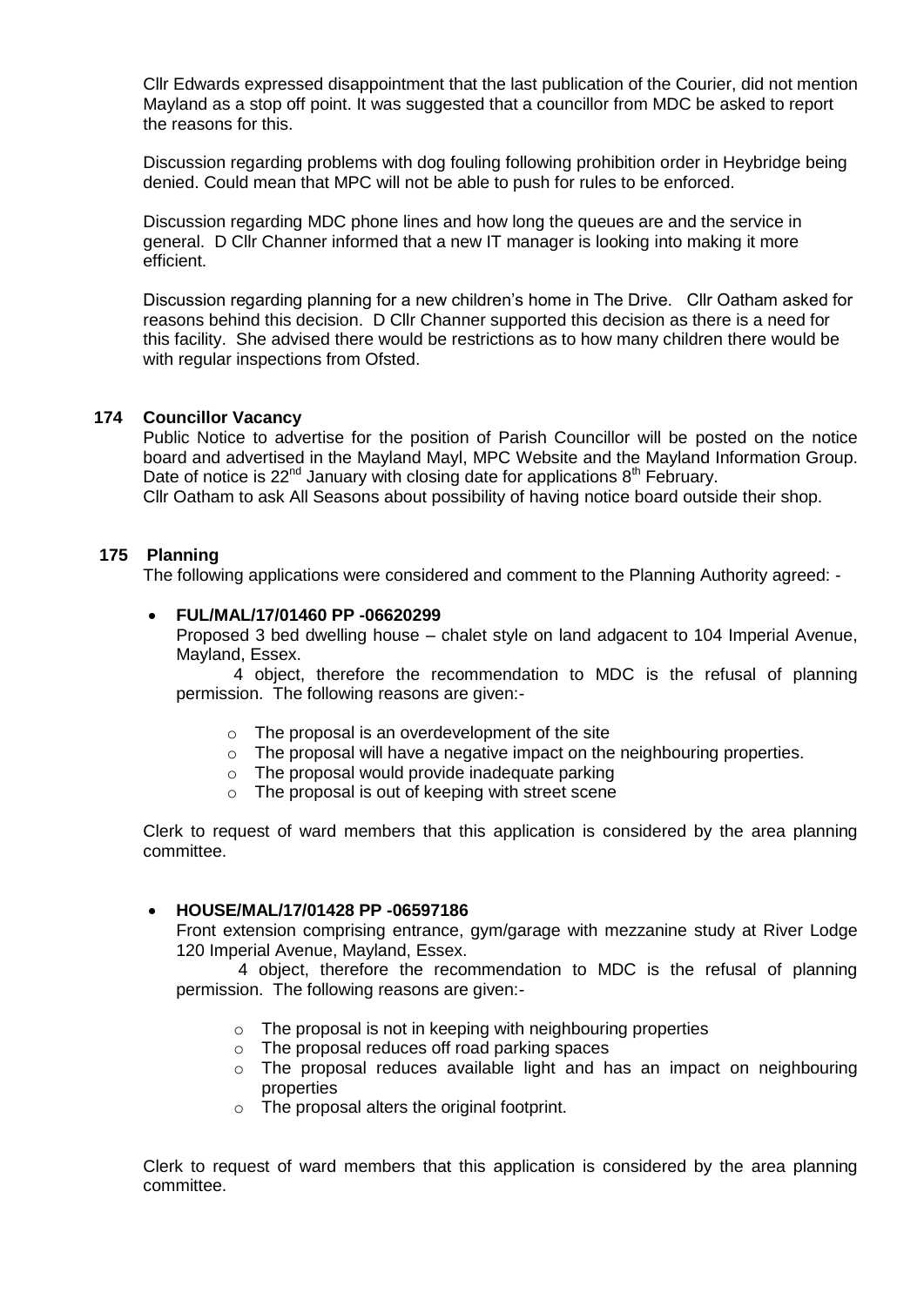Cllr Edwards expressed disappointment that the last publication of the Courier, did not mention Mayland as a stop off point. It was suggested that a councillor from MDC be asked to report the reasons for this.

Discussion regarding problems with dog fouling following prohibition order in Heybridge being denied. Could mean that MPC will not be able to push for rules to be enforced.

Discussion regarding MDC phone lines and how long the queues are and the service in general. D Cllr Channer informed that a new IT manager is looking into making it more efficient.

Discussion regarding planning for a new children's home in The Drive. Cllr Oatham asked for reasons behind this decision. D Cllr Channer supported this decision as there is a need for this facility. She advised there would be restrictions as to how many children there would be with regular inspections from Ofsted.

## 174 Councillor Vacancy

Public Notice to advertise for the position of Parish Councillor will be posted on the notice board and advertised in the Mayland Mayl, MPC Website and the Mayland Information Group. Date of notice is 22nd January with closing date for applications 8th February.

Cllr Oatham to ask All Seasons about possibility of having notice board outside their shop.

## 175 Planning

The following applications were considered and comment to the Planning Authority agreed: -

- **FUL/MAL/17/01460 PP -06620299**

  Proposed 3 bed dwelling house – chalet style on land adgacent to 104 Imperial Avenue, Mayland, Essex.

  4 object, therefore the recommendation to MDC is the refusal of planning permission. The following reasons are given:-

  - The proposal is an overdevelopment of the site
  - The proposal will have a negative impact on the neighbouring properties.
  - The proposal would provide inadequate parking
  - The proposal is out of keeping with street scene

Clerk to request of ward members that this application is considered by the area planning committee.

- **HOUSE/MAL/17/01428 PP -06597186**

  Front extension comprising entrance, gym/garage with mezzanine study at River Lodge 120 Imperial Avenue, Mayland, Essex.

  4 object, therefore the recommendation to MDC is the refusal of planning permission. The following reasons are given:-

  - The proposal is not in keeping with neighbouring properties
  - The proposal reduces off road parking spaces
  - The proposal reduces available light and has an impact on neighbouring properties
  - The proposal alters the original footprint.

Clerk to request of ward members that this application is considered by the area planning committee.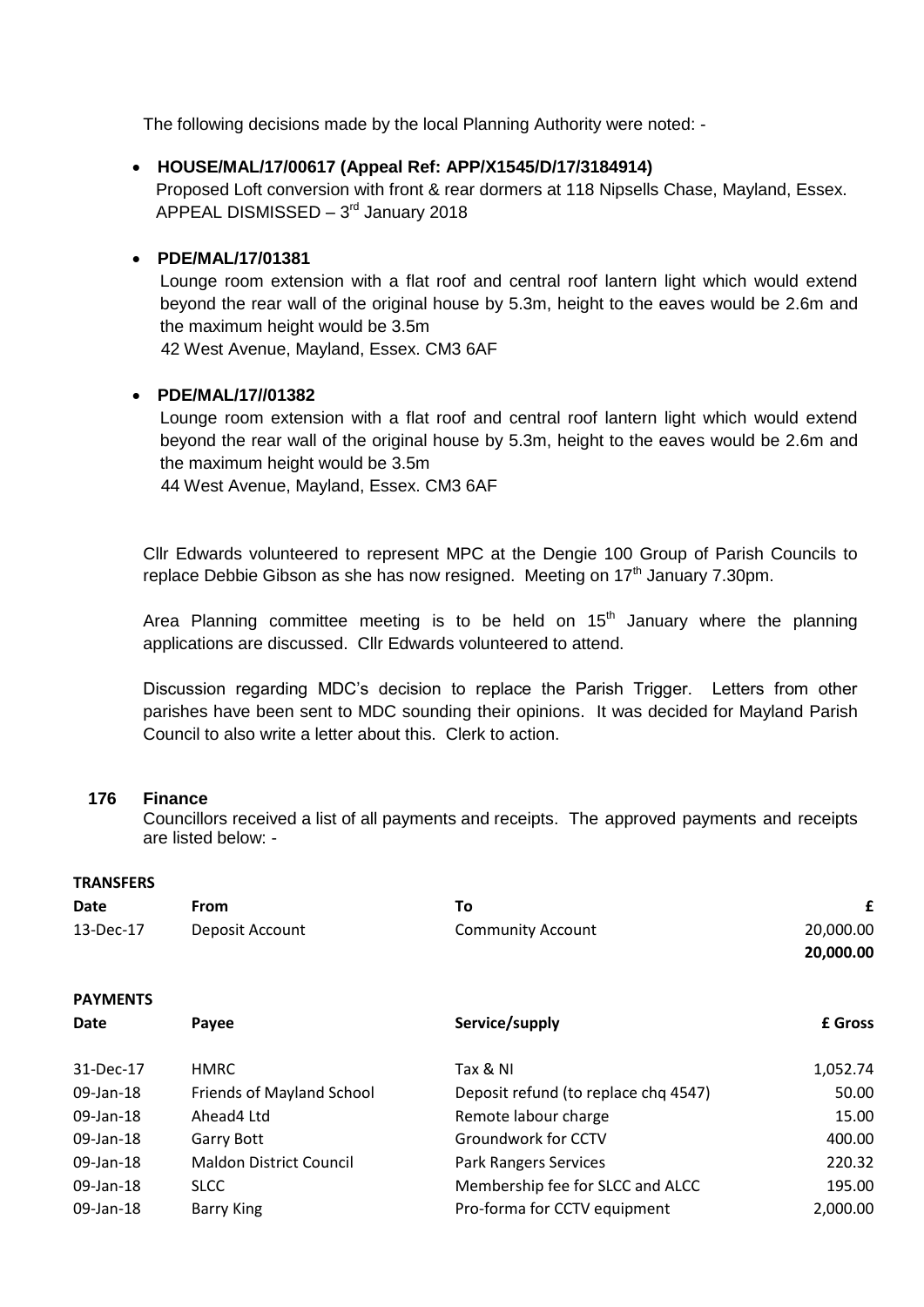The following decisions made by the local Planning Authority were noted: -

- **HOUSE/MAL/17/00617 (Appeal Ref: APP/X1545/D/17/3184914)**
  Proposed Loft conversion with front & rear dormers at 118 Nipsells Chase, Mayland, Essex.
  APPEAL DISMISSED – 3rd January 2018

- **PDE/MAL/17/01381**
  Lounge room extension with a flat roof and central roof lantern light which would extend beyond the rear wall of the original house by 5.3m, height to the eaves would be 2.6m and the maximum height would be 3.5m
  42 West Avenue, Mayland, Essex. CM3 6AF

- **PDE/MAL/17//01382**
  Lounge room extension with a flat roof and central roof lantern light which would extend beyond the rear wall of the original house by 5.3m, height to the eaves would be 2.6m and the maximum height would be 3.5m
  44 West Avenue, Mayland, Essex. CM3 6AF

Cllr Edwards volunteered to represent MPC at the Dengie 100 Group of Parish Councils to replace Debbie Gibson as she has now resigned. Meeting on 17th January 7.30pm.

Area Planning committee meeting is to be held on 15th January where the planning applications are discussed. Cllr Edwards volunteered to attend.

Discussion regarding MDC's decision to replace the Parish Trigger. Letters from other parishes have been sent to MDC sounding their opinions. It was decided for Mayland Parish Council to also write a letter about this. Clerk to action.

## 176 Finance

Councillors received a list of all payments and receipts. The approved payments and receipts are listed below: -

**TRANSFERS**

| Date | From | To | £ |
|---|---|---|---|
| 13-Dec-17 | Deposit Account | Community Account | 20,000.00 |
| | | | **20,000.00** |

**PAYMENTS**

| Date | Payee | Service/supply | £ Gross |
|---|---|---|---|
| 31-Dec-17 | HMRC | Tax & NI | 1,052.74 |
| 09-Jan-18 | Friends of Mayland School | Deposit refund (to replace chq 4547) | 50.00 |
| 09-Jan-18 | Ahead4 Ltd | Remote labour charge | 15.00 |
| 09-Jan-18 | Garry Bott | Groundwork for CCTV | 400.00 |
| 09-Jan-18 | Maldon District Council | Park Rangers Services | 220.32 |
| 09-Jan-18 | SLCC | Membership fee for SLCC and ALCC | 195.00 |
| 09-Jan-18 | Barry King | Pro-forma for CCTV equipment | 2,000.00 |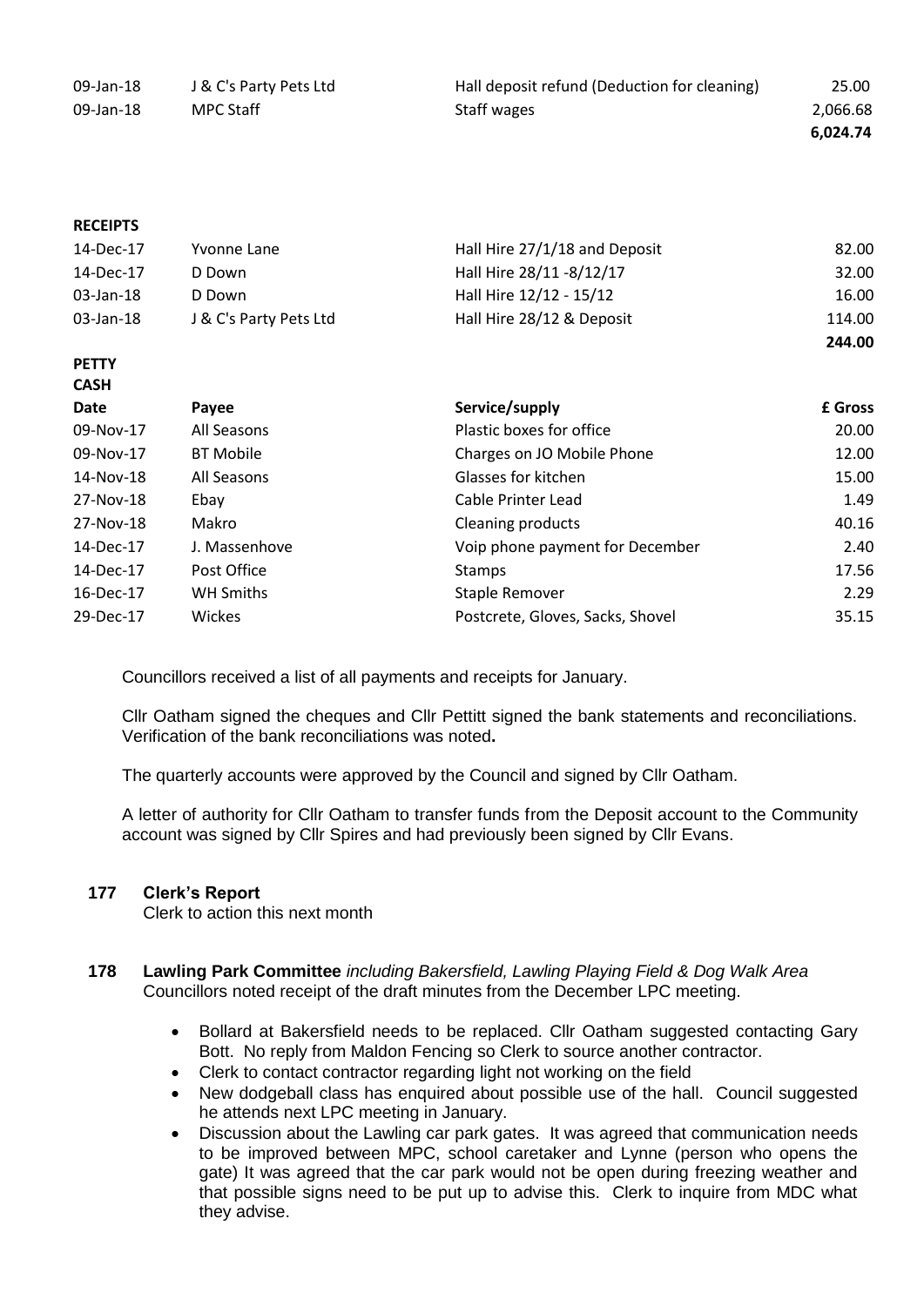| | | | |
|---|---|---|---|
| 09-Jan-18 | J & C's Party Pets Ltd | Hall deposit refund (Deduction for cleaning) | 25.00 |
| 09-Jan-18 | MPC Staff | Staff wages | 2,066.68 |
| | | | **6,024.74** |

**RECEIPTS**

| | | | |
|---|---|---|---|
| 14-Dec-17 | Yvonne Lane | Hall Hire 27/1/18 and Deposit | 82.00 |
| 14-Dec-17 | D Down | Hall Hire 28/11 -8/12/17 | 32.00 |
| 03-Jan-18 | D Down | Hall Hire 12/12 - 15/12 | 16.00 |
| 03-Jan-18 | J & C's Party Pets Ltd | Hall Hire 28/12 & Deposit | 114.00 |
| | | | **244.00** |

**PETTY CASH**

| Date | Payee | Service/supply | £ Gross |
|---|---|---|---|
| 09-Nov-17 | All Seasons | Plastic boxes for office | 20.00 |
| 09-Nov-17 | BT Mobile | Charges on JO Mobile Phone | 12.00 |
| 14-Nov-18 | All Seasons | Glasses for kitchen | 15.00 |
| 27-Nov-18 | Ebay | Cable Printer Lead | 1.49 |
| 27-Nov-18 | Makro | Cleaning products | 40.16 |
| 14-Dec-17 | J. Massenhove | Voip phone payment for December | 2.40 |
| 14-Dec-17 | Post Office | Stamps | 17.56 |
| 16-Dec-17 | WH Smiths | Staple Remover | 2.29 |
| 29-Dec-17 | Wickes | Postcrete, Gloves, Sacks, Shovel | 35.15 |

Councillors received a list of all payments and receipts for January.

Cllr Oatham signed the cheques and Cllr Pettitt signed the bank statements and reconciliations. Verification of the bank reconciliations was noted**.**

The quarterly accounts were approved by the Council and signed by Cllr Oatham.

A letter of authority for Cllr Oatham to transfer funds from the Deposit account to the Community account was signed by Cllr Spires and had previously been signed by Cllr Evans.

**177 Clerk's Report**

Clerk to action this next month

**178 Lawling Park Committee** *including Bakersfield, Lawling Playing Field & Dog Walk Area*

Councillors noted receipt of the draft minutes from the December LPC meeting.

- Bollard at Bakersfield needs to be replaced. Cllr Oatham suggested contacting Gary Bott. No reply from Maldon Fencing so Clerk to source another contractor.
- Clerk to contact contractor regarding light not working on the field
- New dodgeball class has enquired about possible use of the hall. Council suggested he attends next LPC meeting in January.
- Discussion about the Lawling car park gates. It was agreed that communication needs to be improved between MPC, school caretaker and Lynne (person who opens the gate) It was agreed that the car park would not be open during freezing weather and that possible signs need to be put up to advise this. Clerk to inquire from MDC what they advise.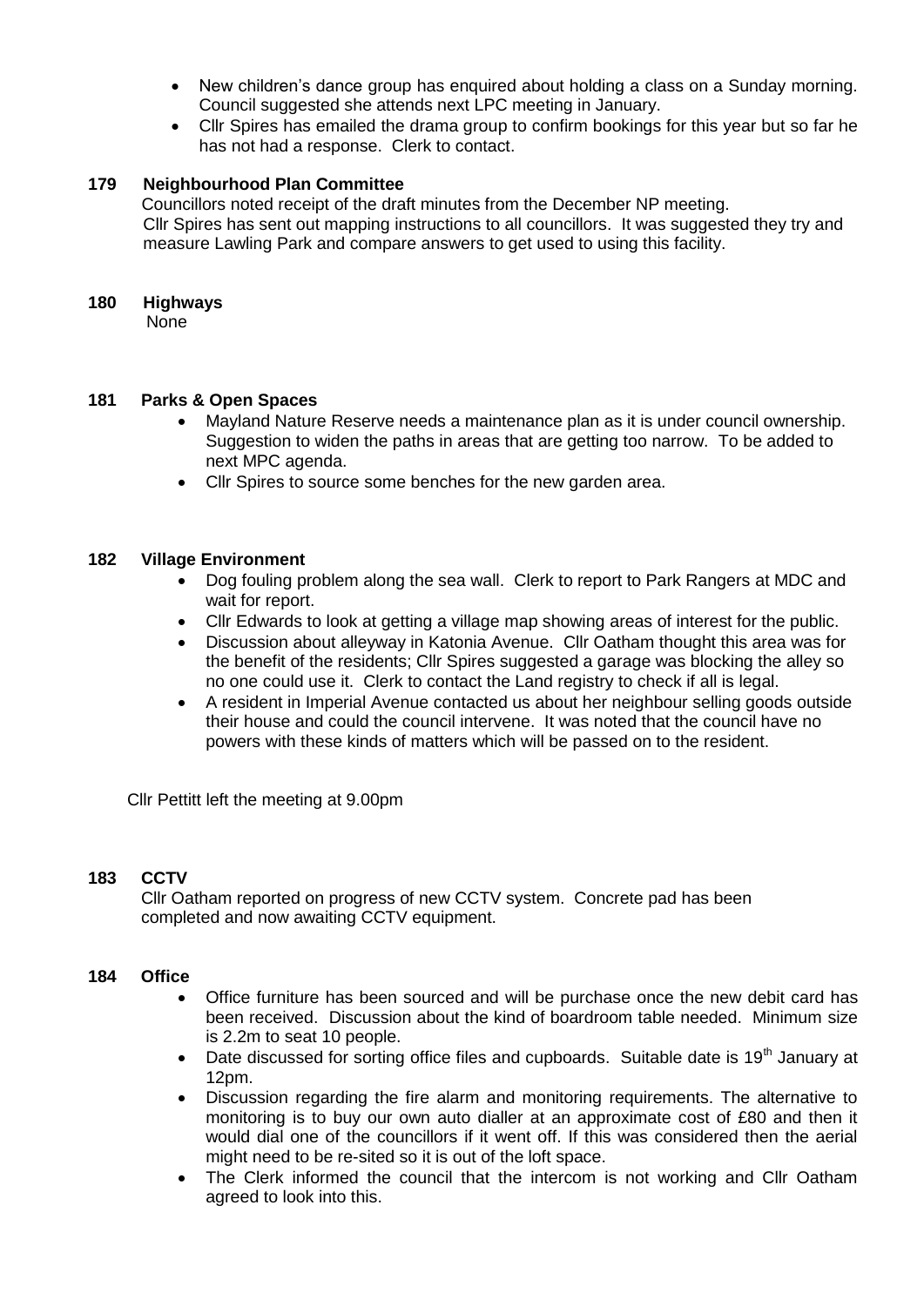- New children's dance group has enquired about holding a class on a Sunday morning. Council suggested she attends next LPC meeting in January.
- Cllr Spires has emailed the drama group to confirm bookings for this year but so far he has not had a response. Clerk to contact.

**179 Neighbourhood Plan Committee**

Councillors noted receipt of the draft minutes from the December NP meeting.
Cllr Spires has sent out mapping instructions to all councillors. It was suggested they try and measure Lawling Park and compare answers to get used to using this facility.

**180 Highways**

None

**181 Parks & Open Spaces**

- Mayland Nature Reserve needs a maintenance plan as it is under council ownership. Suggestion to widen the paths in areas that are getting too narrow. To be added to next MPC agenda.
- Cllr Spires to source some benches for the new garden area.

**182 Village Environment**

- Dog fouling problem along the sea wall. Clerk to report to Park Rangers at MDC and wait for report.
- Cllr Edwards to look at getting a village map showing areas of interest for the public.
- Discussion about alleyway in Katonia Avenue. Cllr Oatham thought this area was for the benefit of the residents; Cllr Spires suggested a garage was blocking the alley so no one could use it. Clerk to contact the Land registry to check if all is legal.
- A resident in Imperial Avenue contacted us about her neighbour selling goods outside their house and could the council intervene. It was noted that the council have no powers with these kinds of matters which will be passed on to the resident.

Cllr Pettitt left the meeting at 9.00pm

**183 CCTV**

Cllr Oatham reported on progress of new CCTV system. Concrete pad has been completed and now awaiting CCTV equipment.

**184 Office**

- Office furniture has been sourced and will be purchase once the new debit card has been received. Discussion about the kind of boardroom table needed. Minimum size is 2.2m to seat 10 people.
- Date discussed for sorting office files and cupboards. Suitable date is 19th January at 12pm.
- Discussion regarding the fire alarm and monitoring requirements. The alternative to monitoring is to buy our own auto dialler at an approximate cost of £80 and then it would dial one of the councillors if it went off. If this was considered then the aerial might need to be re-sited so it is out of the loft space.
- The Clerk informed the council that the intercom is not working and Cllr Oatham agreed to look into this.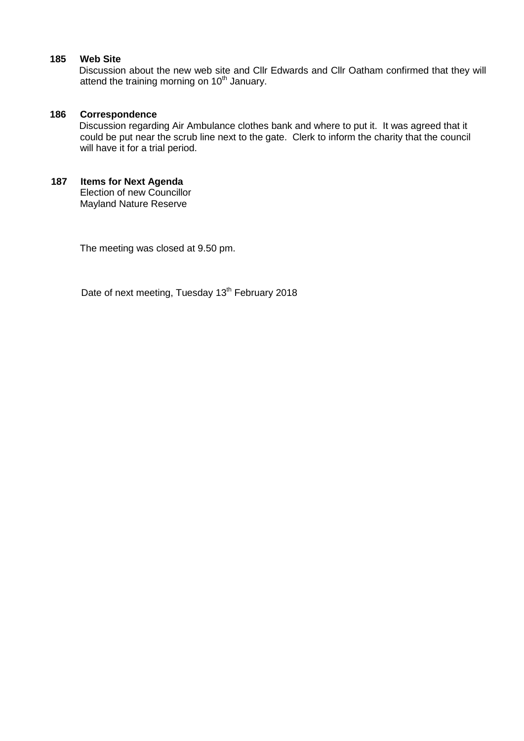**185 Web Site**

Discussion about the new web site and Cllr Edwards and Cllr Oatham confirmed that they will attend the training morning on 10th January.

**186 Correspondence**

Discussion regarding Air Ambulance clothes bank and where to put it. It was agreed that it could be put near the scrub line next to the gate. Clerk to inform the charity that the council will have it for a trial period.

**187 Items for Next Agenda**

Election of new Councillor
Mayland Nature Reserve

The meeting was closed at 9.50 pm.

Date of next meeting, Tuesday 13th February 2018